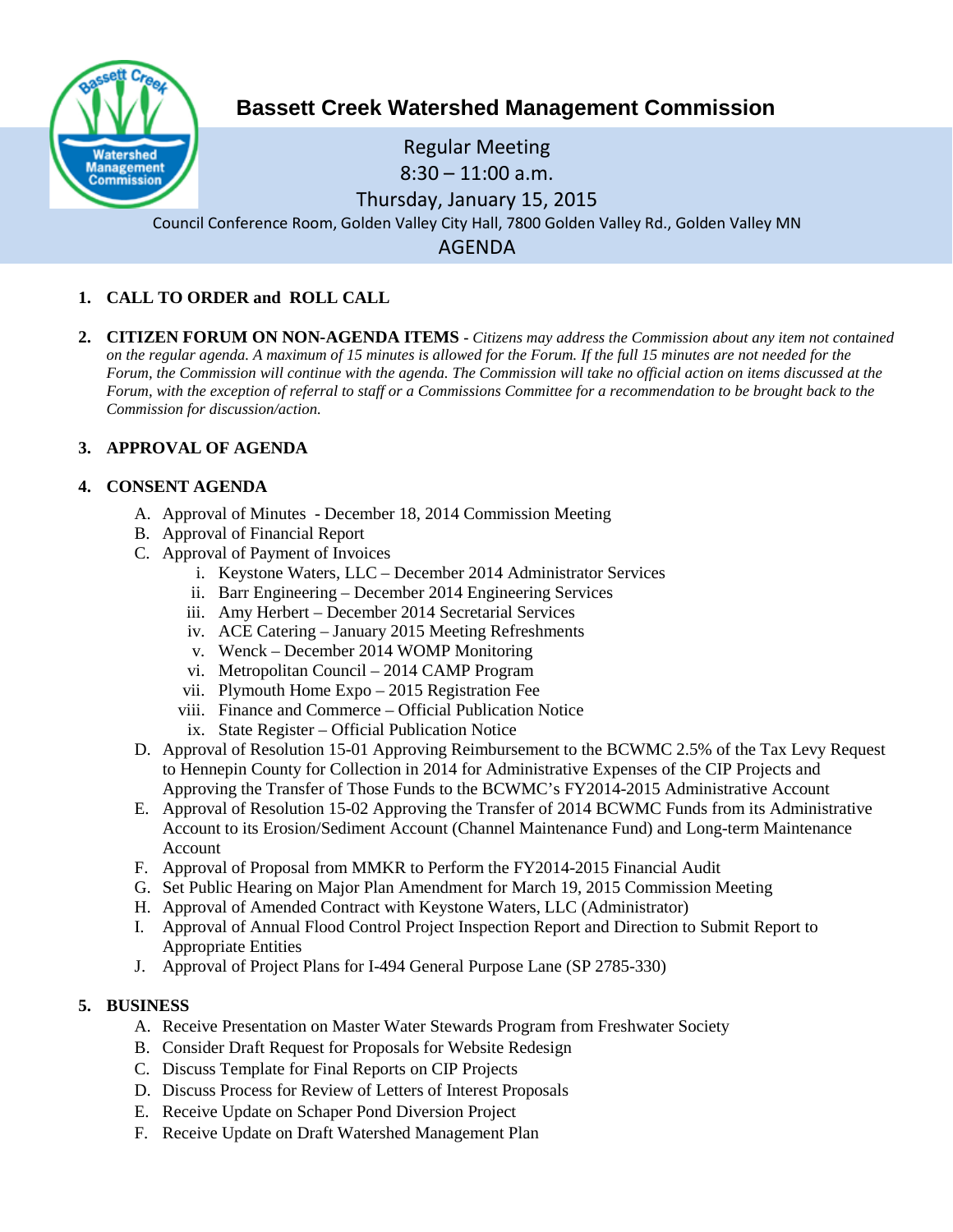# Bassett Creek Watershed Management Commission

Regular Meeting
8:30 – 11:00 a.m.
Thursday, January 15, 2015
Council Conference Room, Golden Valley City Hall, 7800 Golden Valley Rd., Golden Valley MN

AGENDA

1. **CALL TO ORDER and ROLL CALL**

2. **CITIZEN FORUM ON NON-AGENDA ITEMS** - *Citizens may address the Commission about any item not contained on the regular agenda. A maximum of 15 minutes is allowed for the Forum. If the full 15 minutes are not needed for the Forum, the Commission will continue with the agenda. The Commission will take no official action on items discussed at the Forum, with the exception of referral to staff or a Commissions Committee for a recommendation to be brought back to the Commission for discussion/action.*

3. **APPROVAL OF AGENDA**

4. **CONSENT AGENDA**
   - A. Approval of Minutes - December 18, 2014 Commission Meeting
   - B. Approval of Financial Report
   - C. Approval of Payment of Invoices
     - i. Keystone Waters, LLC – December 2014 Administrator Services
     - ii. Barr Engineering – December 2014 Engineering Services
     - iii. Amy Herbert – December 2014 Secretarial Services
     - iv. ACE Catering – January 2015 Meeting Refreshments
     - v. Wenck – December 2014 WOMP Monitoring
     - vi. Metropolitan Council – 2014 CAMP Program
     - vii. Plymouth Home Expo – 2015 Registration Fee
     - viii. Finance and Commerce – Official Publication Notice
     - ix. State Register – Official Publication Notice
   - D. Approval of Resolution 15-01 Approving Reimbursement to the BCWMC 2.5% of the Tax Levy Request to Hennepin County for Collection in 2014 for Administrative Expenses of the CIP Projects and Approving the Transfer of Those Funds to the BCWMC's FY2014-2015 Administrative Account
   - E. Approval of Resolution 15-02 Approving the Transfer of 2014 BCWMC Funds from its Administrative Account to its Erosion/Sediment Account (Channel Maintenance Fund) and Long-term Maintenance Account
   - F. Approval of Proposal from MMKR to Perform the FY2014-2015 Financial Audit
   - G. Set Public Hearing on Major Plan Amendment for March 19, 2015 Commission Meeting
   - H. Approval of Amended Contract with Keystone Waters, LLC (Administrator)
   - I. Approval of Annual Flood Control Project Inspection Report and Direction to Submit Report to Appropriate Entities
   - J. Approval of Project Plans for I-494 General Purpose Lane (SP 2785-330)

5. **BUSINESS**
   - A. Receive Presentation on Master Water Stewards Program from Freshwater Society
   - B. Consider Draft Request for Proposals for Website Redesign
   - C. Discuss Template for Final Reports on CIP Projects
   - D. Discuss Process for Review of Letters of Interest Proposals
   - E. Receive Update on Schaper Pond Diversion Project
   - F. Receive Update on Draft Watershed Management Plan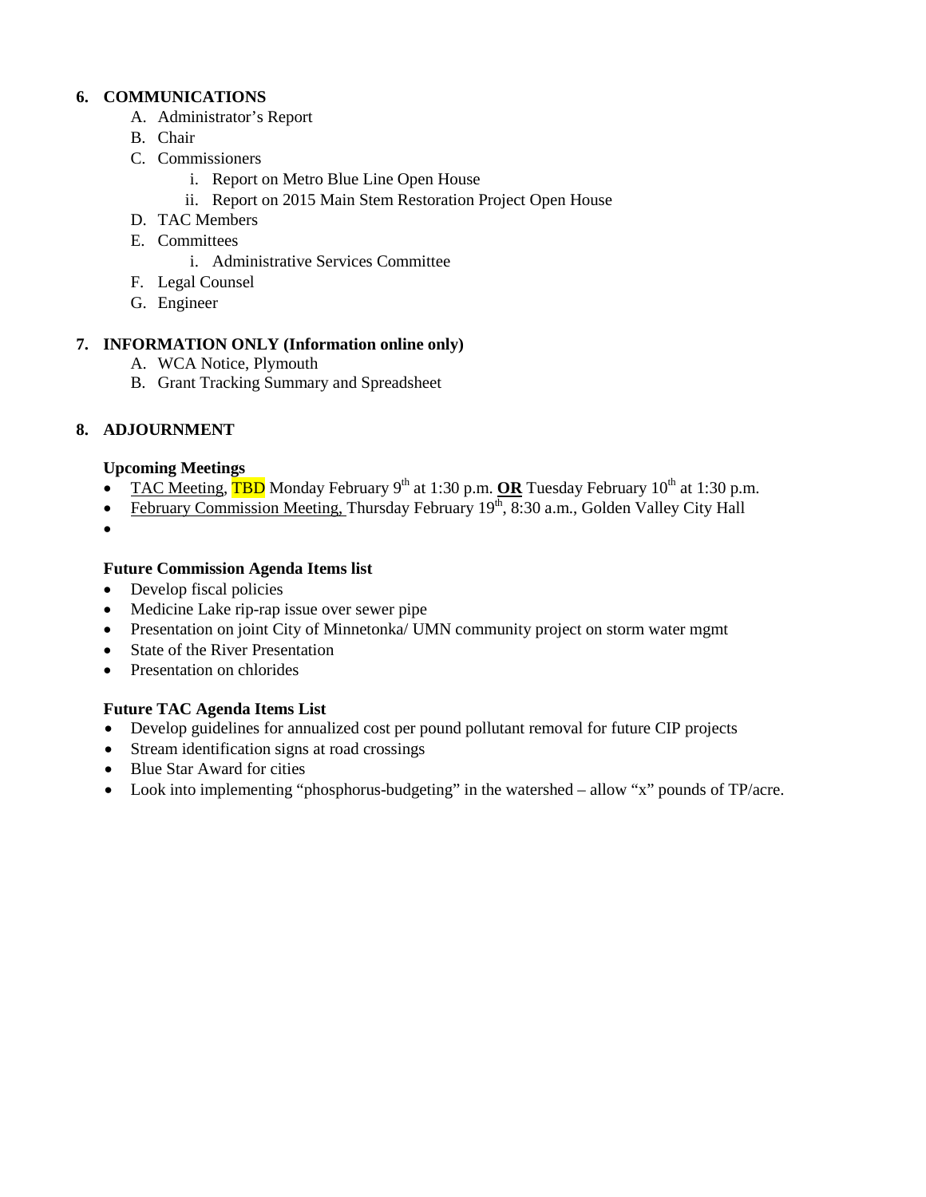**6. COMMUNICATIONS**

A. Administrator's Report
B. Chair
C. Commissioners
   i. Report on Metro Blue Line Open House
   ii. Report on 2015 Main Stem Restoration Project Open House
D. TAC Members
E. Committees
   i. Administrative Services Committee
F. Legal Counsel
G. Engineer

**7. INFORMATION ONLY (Information online only)**

A. WCA Notice, Plymouth
B. Grant Tracking Summary and Spreadsheet

**8. ADJOURNMENT**

**Upcoming Meetings**

- TAC Meeting, TBD Monday February 9th at 1:30 p.m. **OR** Tuesday February 10th at 1:30 p.m.
- February Commission Meeting, Thursday February 19th, 8:30 a.m., Golden Valley City Hall
- 

**Future Commission Agenda Items list**

- Develop fiscal policies
- Medicine Lake rip-rap issue over sewer pipe
- Presentation on joint City of Minnetonka/ UMN community project on storm water mgmt
- State of the River Presentation
- Presentation on chlorides

**Future TAC Agenda Items List**

- Develop guidelines for annualized cost per pound pollutant removal for future CIP projects
- Stream identification signs at road crossings
- Blue Star Award for cities
- Look into implementing "phosphorus-budgeting" in the watershed – allow "x" pounds of TP/acre.